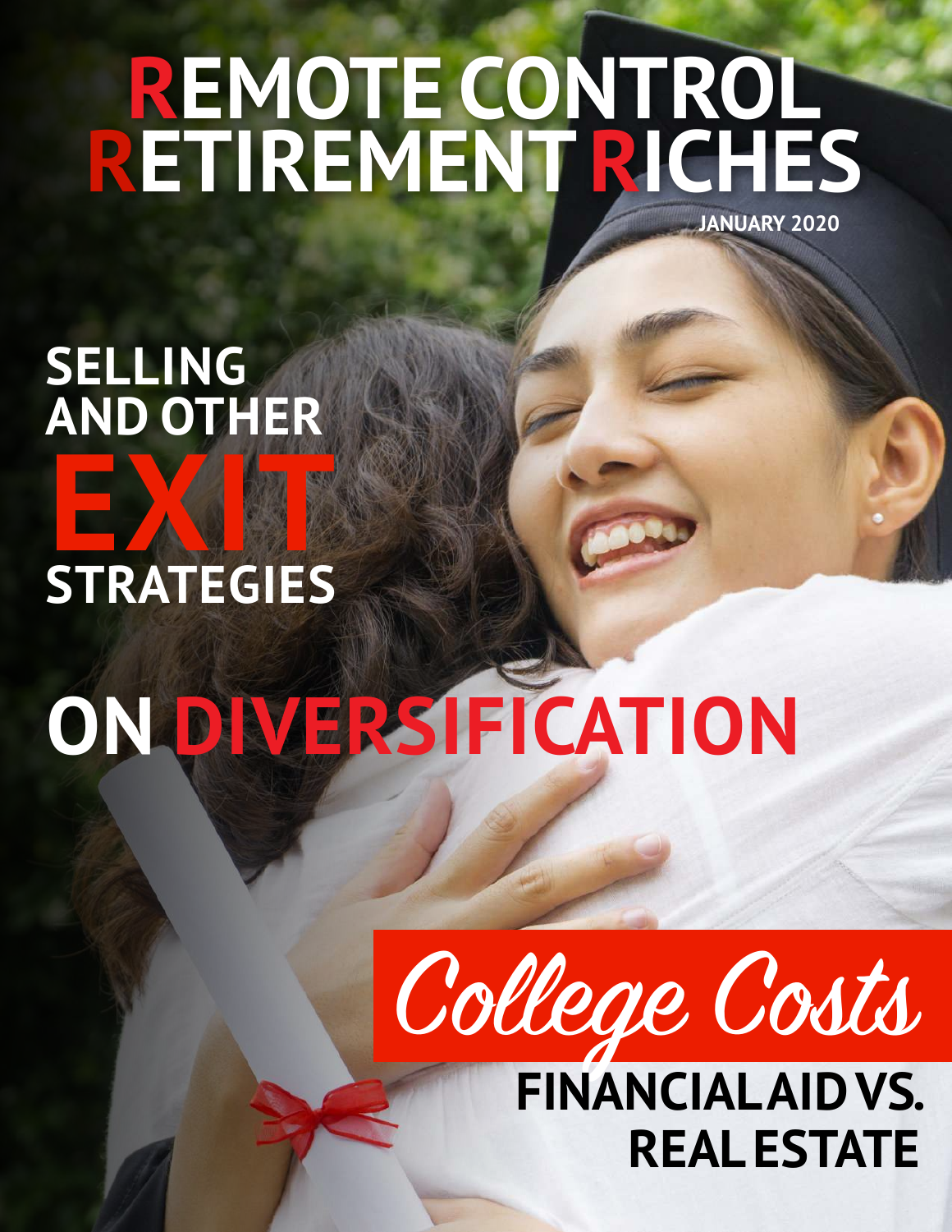# REMOTE CONTROL RETIREMENT RICHES

JANUARY 2020

## SELLING AND OTHER EXIT STRATEGIES

## ON DIVERSIFICATION

## College Costs

### FINANCIAL AID VS. REAL ESTATE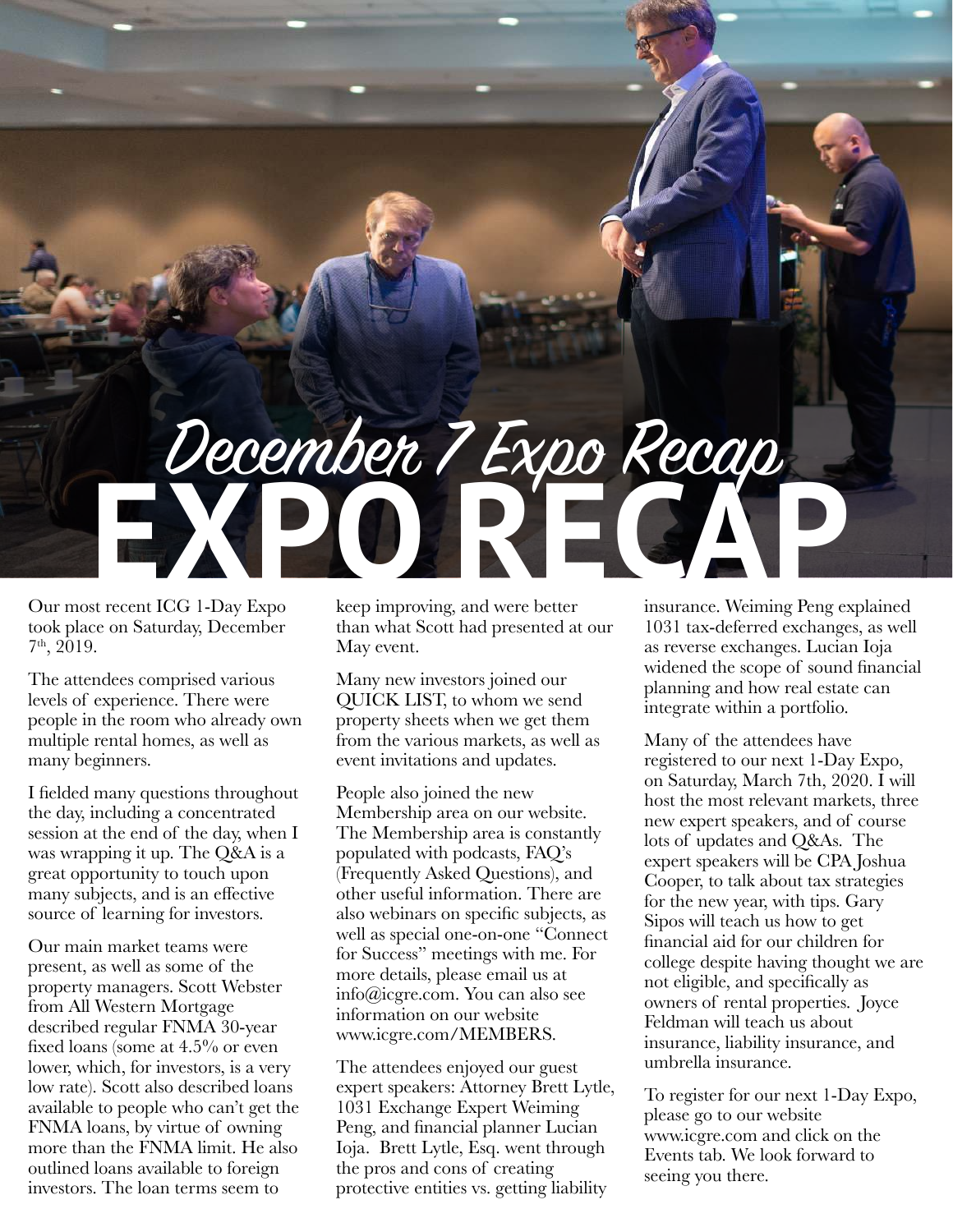# December 7 Expo Recap

# EXPO RECAP

Our most recent ICG 1-Day Expo took place on Saturday, December 7th, 2019.

The attendees comprised various levels of experience. There were people in the room who already own multiple rental homes, as well as many beginners.

I fielded many questions throughout the day, including a concentrated session at the end of the day, when I was wrapping it up. The Q&A is a great opportunity to touch upon many subjects, and is an effective source of learning for investors.

Our main market teams were present, as well as some of the property managers. Scott Webster from All Western Mortgage described regular FNMA 30-year fixed loans (some at 4.5% or even lower, which, for investors, is a very low rate). Scott also described loans available to people who can't get the FNMA loans, by virtue of owning more than the FNMA limit. He also outlined loans available to foreign investors. The loan terms seem to keep improving, and were better than what Scott had presented at our May event.

Many new investors joined our QUICK LIST, to whom we send property sheets when we get them from the various markets, as well as event invitations and updates.

People also joined the new Membership area on our website. The Membership area is constantly populated with podcasts, FAQ's (Frequently Asked Questions), and other useful information. There are also webinars on specific subjects, as well as special one-on-one "Connect for Success" meetings with me. For more details, please email us at info@icgre.com. You can also see information on our website www.icgre.com/MEMBERS.

The attendees enjoyed our guest expert speakers: Attorney Brett Lytle, 1031 Exchange Expert Weiming Peng, and financial planner Lucian Ioja. Brett Lytle, Esq. went through the pros and cons of creating protective entities vs. getting liability insurance. Weiming Peng explained 1031 tax-deferred exchanges, as well as reverse exchanges. Lucian Ioja widened the scope of sound financial planning and how real estate can integrate within a portfolio.

Many of the attendees have registered to our next 1-Day Expo, on Saturday, March 7th, 2020. I will host the most relevant markets, three new expert speakers, and of course lots of updates and Q&As. The expert speakers will be CPA Joshua Cooper, to talk about tax strategies for the new year, with tips. Gary Sipos will teach us how to get financial aid for our children for college despite having thought we are not eligible, and specifically as owners of rental properties. Joyce Feldman will teach us about insurance, liability insurance, and umbrella insurance.

To register for our next 1-Day Expo, please go to our website www.icgre.com and click on the Events tab. We look forward to seeing you there.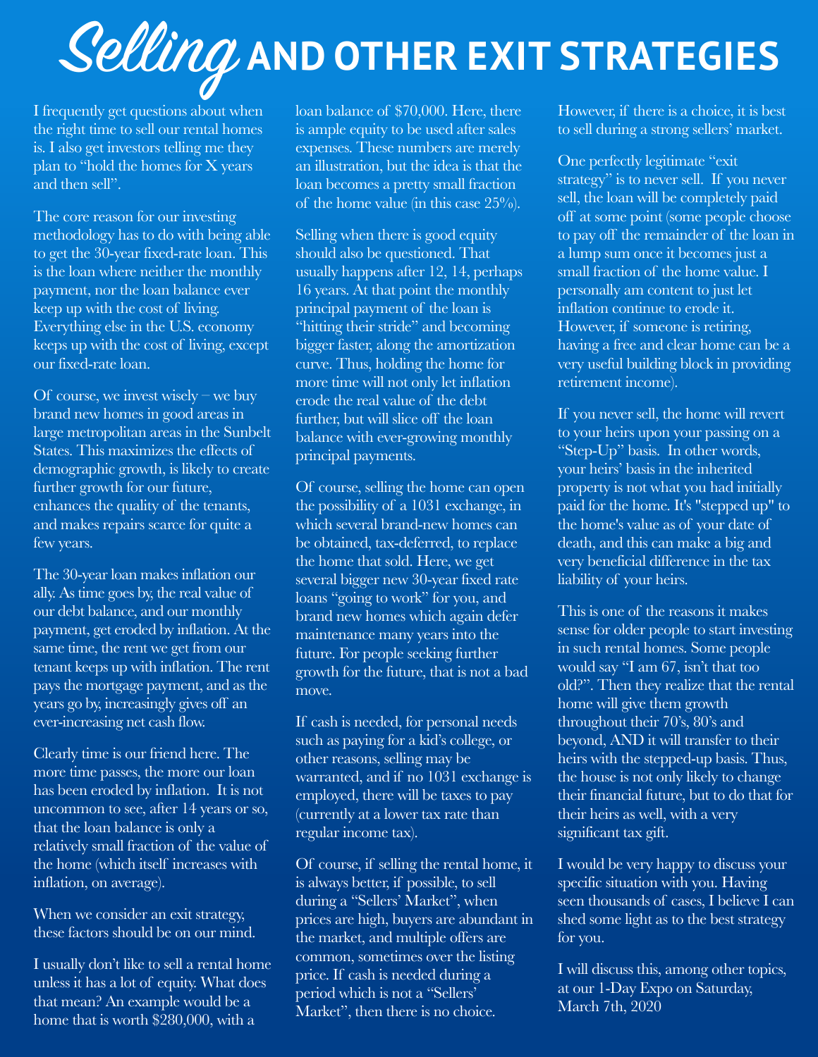# *Selling* AND OTHER EXIT STRATEGIES

I frequently get questions about when the right time to sell our rental homes is. I also get investors telling me they plan to "hold the homes for X years and then sell".

The core reason for our investing methodology has to do with being able to get the 30-year fixed-rate loan. This is the loan where neither the monthly payment, nor the loan balance ever keep up with the cost of living. Everything else in the U.S. economy keeps up with the cost of living, except our fixed-rate loan.

Of course, we invest wisely – we buy brand new homes in good areas in large metropolitan areas in the Sunbelt States. This maximizes the effects of demographic growth, is likely to create further growth for our future, enhances the quality of the tenants, and makes repairs scarce for quite a few years.

The 30-year loan makes inflation our ally. As time goes by, the real value of our debt balance, and our monthly payment, get eroded by inflation. At the same time, the rent we get from our tenant keeps up with inflation. The rent pays the mortgage payment, and as the years go by, increasingly gives off an ever-increasing net cash flow.

Clearly time is our friend here. The more time passes, the more our loan has been eroded by inflation. It is not uncommon to see, after 14 years or so, that the loan balance is only a relatively small fraction of the value of the home (which itself increases with inflation, on average).

When we consider an exit strategy, these factors should be on our mind.

I usually don't like to sell a rental home unless it has a lot of equity. What does that mean? An example would be a home that is worth $280,000, with a loan balance of $70,000. Here, there is ample equity to be used after sales expenses. These numbers are merely an illustration, but the idea is that the loan becomes a pretty small fraction of the home value (in this case 25%).

Selling when there is good equity should also be questioned. That usually happens after 12, 14, perhaps 16 years. At that point the monthly principal payment of the loan is "hitting their stride" and becoming bigger faster, along the amortization curve. Thus, holding the home for more time will not only let inflation erode the real value of the debt further, but will slice off the loan balance with ever-growing monthly principal payments.

Of course, selling the home can open the possibility of a 1031 exchange, in which several brand-new homes can be obtained, tax-deferred, to replace the home that sold. Here, we get several bigger new 30-year fixed rate loans "going to work" for you, and brand new homes which again defer maintenance many years into the future. For people seeking further growth for the future, that is not a bad move.

If cash is needed, for personal needs such as paying for a kid's college, or other reasons, selling may be warranted, and if no 1031 exchange is employed, there will be taxes to pay (currently at a lower tax rate than regular income tax).

Of course, if selling the rental home, it is always better, if possible, to sell during a "Sellers' Market", when prices are high, buyers are abundant in the market, and multiple offers are common, sometimes over the listing price. If cash is needed during a period which is not a "Sellers' Market", then there is no choice. However, if there is a choice, it is best to sell during a strong sellers' market.

One perfectly legitimate "exit strategy" is to never sell. If you never sell, the loan will be completely paid off at some point (some people choose to pay off the remainder of the loan in a lump sum once it becomes just a small fraction of the home value. I personally am content to just let inflation continue to erode it. However, if someone is retiring, having a free and clear home can be a very useful building block in providing retirement income).

If you never sell, the home will revert to your heirs upon your passing on a "Step-Up" basis. In other words, your heirs' basis in the inherited property is not what you had initially paid for the home. It's "stepped up" to the home's value as of your date of death, and this can make a big and very beneficial difference in the tax liability of your heirs.

This is one of the reasons it makes sense for older people to start investing in such rental homes. Some people would say "I am 67, isn't that too old?". Then they realize that the rental home will give them growth throughout their 70's, 80's and beyond, AND it will transfer to their heirs with the stepped-up basis. Thus, the house is not only likely to change their financial future, but to do that for their heirs as well, with a very significant tax gift.

I would be very happy to discuss your specific situation with you. Having seen thousands of cases, I believe I can shed some light as to the best strategy for you.

I will discuss this, among other topics, at our 1-Day Expo on Saturday, March 7th, 2020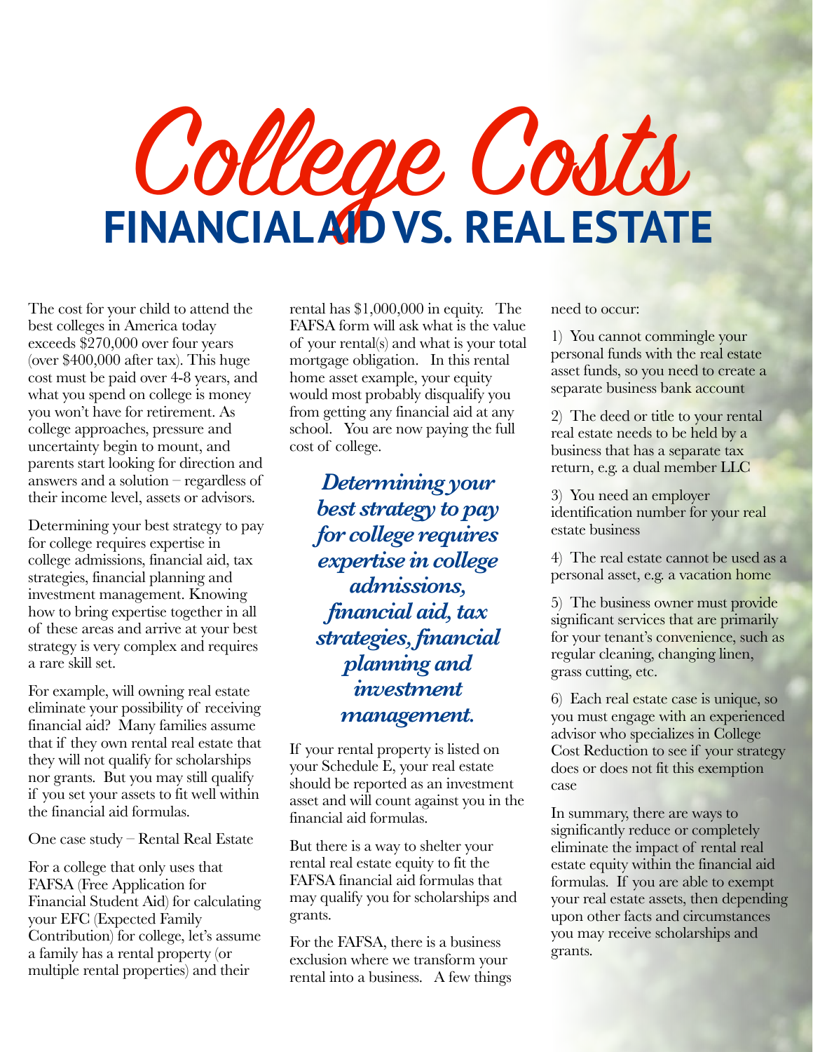# College Costs

## FINANCIAL AID VS. REAL ESTATE

The cost for your child to attend the best colleges in America today exceeds $270,000 over four years (over $400,000 after tax). This huge cost must be paid over 4-8 years, and what you spend on college is money you won't have for retirement. As college approaches, pressure and uncertainty begin to mount, and parents start looking for direction and answers and a solution – regardless of their income level, assets or advisors.

Determining your best strategy to pay for college requires expertise in college admissions, financial aid, tax strategies, financial planning and investment management. Knowing how to bring expertise together in all of these areas and arrive at your best strategy is very complex and requires a rare skill set.

For example, will owning real estate eliminate your possibility of receiving financial aid? Many families assume that if they own rental real estate that they will not qualify for scholarships nor grants. But you may still qualify if you set your assets to fit well within the financial aid formulas.

One case study – Rental Real Estate

For a college that only uses that FAFSA (Free Application for Financial Student Aid) for calculating your EFC (Expected Family Contribution) for college, let's assume a family has a rental property (or multiple rental properties) and their rental has $1,000,000 in equity. The FAFSA form will ask what is the value of your rental(s) and what is your total mortgage obligation. In this rental home asset example, your equity would most probably disqualify you from getting any financial aid at any school. You are now paying the full cost of college.

***Determining your best strategy to pay for college requires expertise in college admissions, financial aid, tax strategies, financial planning and investment management.***

If your rental property is listed on your Schedule E, your real estate should be reported as an investment asset and will count against you in the financial aid formulas.

But there is a way to shelter your rental real estate equity to fit the FAFSA financial aid formulas that may qualify you for scholarships and grants.

For the FAFSA, there is a business exclusion where we transform your rental into a business. A few things need to occur:

1) You cannot commingle your personal funds with the real estate asset funds, so you need to create a separate business bank account

2) The deed or title to your rental real estate needs to be held by a business that has a separate tax return, e.g. a dual member LLC

3) You need an employer identification number for your real estate business

4) The real estate cannot be used as a personal asset, e.g. a vacation home

5) The business owner must provide significant services that are primarily for your tenant's convenience, such as regular cleaning, changing linen, grass cutting, etc.

6) Each real estate case is unique, so you must engage with an experienced advisor who specializes in College Cost Reduction to see if your strategy does or does not fit this exemption case

In summary, there are ways to significantly reduce or completely eliminate the impact of rental real estate equity within the financial aid formulas. If you are able to exempt your real estate assets, then depending upon other facts and circumstances you may receive scholarships and grants.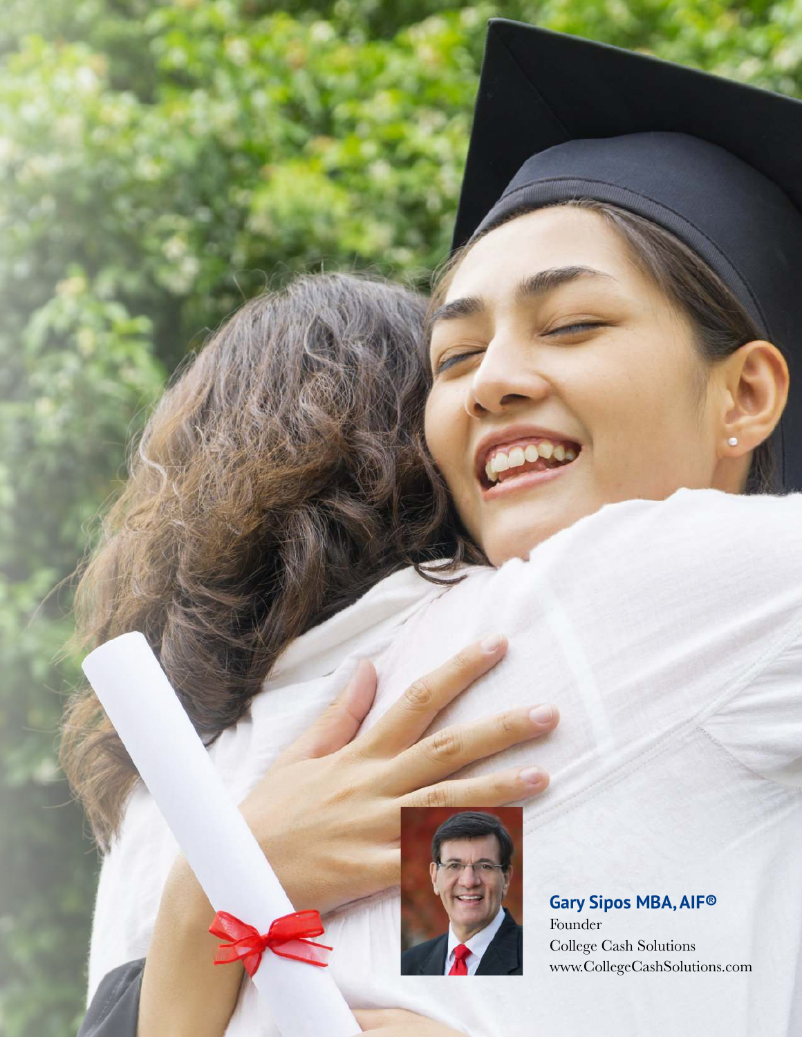**Gary Sipos MBA, AIF®**
Founder
College Cash Solutions
www.CollegeCashSolutions.com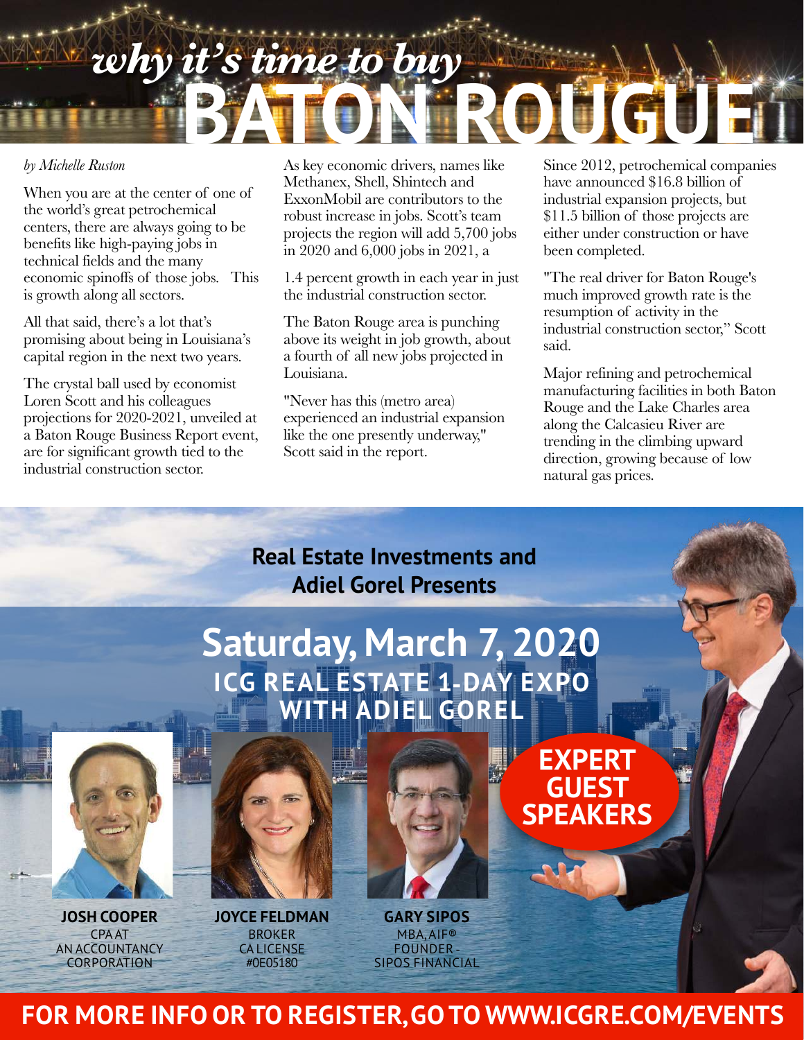# *why it's time to buy* BATON ROUGE

*by Michelle Ruston*

When you are at the center of one of the world's great petrochemical centers, there are always going to be benefits like high-paying jobs in technical fields and the many economic spinoffs of those jobs. This is growth along all sectors.

All that said, there's a lot that's promising about being in Louisiana's capital region in the next two years.

The crystal ball used by economist Loren Scott and his colleagues projections for 2020-2021, unveiled at a Baton Rouge Business Report event, are for significant growth tied to the industrial construction sector.

As key economic drivers, names like Methanex, Shell, Shintech and ExxonMobil are contributors to the robust increase in jobs. Scott's team projects the region will add 5,700 jobs in 2020 and 6,000 jobs in 2021, a 1.4 percent growth in each year in just the industrial construction sector.

The Baton Rouge area is punching above its weight in job growth, about a fourth of all new jobs projected in Louisiana.

"Never has this (metro area) experienced an industrial expansion like the one presently underway," Scott said in the report.

Since 2012, petrochemical companies have announced $16.8 billion of industrial expansion projects, but $11.5 billion of those projects are either under construction or have been completed.

"The real driver for Baton Rouge's much improved growth rate is the resumption of activity in the industrial construction sector," Scott said.

Major refining and petrochemical manufacturing facilities in both Baton Rouge and the Lake Charles area along the Calcasieu River are trending in the climbing upward direction, growing because of low natural gas prices.

**Real Estate Investments and Adiel Gorel Presents**

## Saturday, March 7, 2020

### ICG REAL ESTATE 1-DAY EXPO WITH ADIEL GOREL

**EXPERT GUEST SPEAKERS**

**JOSH COOPER**
CPA AT AN ACCOUNTANCY CORPORATION

**JOYCE FELDMAN**
BROKER
CA LICENSE #0E05180

**GARY SIPOS**
MBA, AIF®
FOUNDER - SIPOS FINANCIAL

**FOR MORE INFO OR TO REGISTER, GO TO WWW.ICGRE.COM/EVENTS**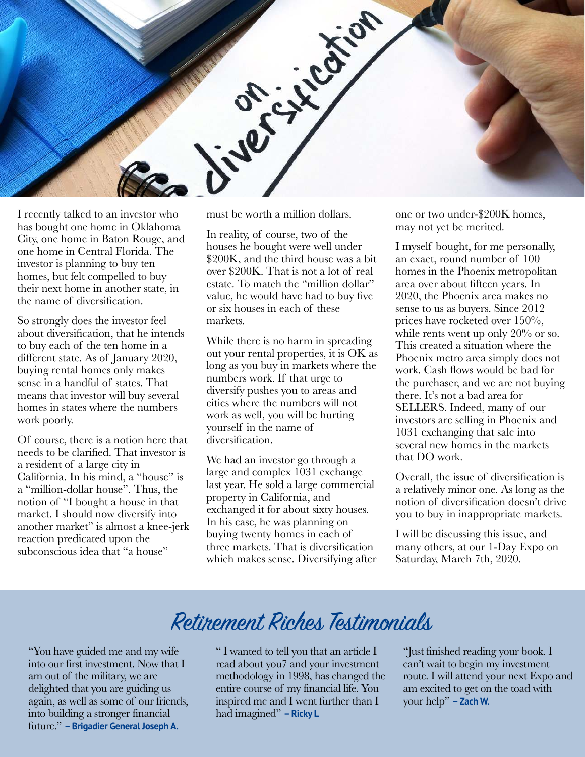# on diversification

I recently talked to an investor who has bought one home in Oklahoma City, one home in Baton Rouge, and one home in Central Florida. The investor is planning to buy ten homes, but felt compelled to buy their next home in another state, in the name of diversification.

So strongly does the investor feel about diversification, that he intends to buy each of the ten home in a different state. As of January 2020, buying rental homes only makes sense in a handful of states. That means that investor will buy several homes in states where the numbers work poorly.

Of course, there is a notion here that needs to be clarified. That investor is a resident of a large city in California. In his mind, a "house" is a "million-dollar house". Thus, the notion of "I bought a house in that market. I should now diversify into another market" is almost a knee-jerk reaction predicated upon the subconscious idea that "a house" must be worth a million dollars.

In reality, of course, two of the houses he bought were well under $200K, and the third house was a bit over $200K. That is not a lot of real estate. To match the "million dollar" value, he would have had to buy five or six houses in each of these markets.

While there is no harm in spreading out your rental properties, it is OK as long as you buy in markets where the numbers work. If that urge to diversify pushes you to areas and cities where the numbers will not work as well, you will be hurting yourself in the name of diversification.

We had an investor go through a large and complex 1031 exchange last year. He sold a large commercial property in California, and exchanged it for about sixty houses. In his case, he was planning on buying twenty homes in each of three markets. That is diversification which makes sense. Diversifying after one or two under-$200K homes, may not yet be merited.

I myself bought, for me personally, an exact, round number of 100 homes in the Phoenix metropolitan area over about fifteen years. In 2020, the Phoenix area makes no sense to us as buyers. Since 2012 prices have rocketed over 150%, while rents went up only 20% or so. This created a situation where the Phoenix metro area simply does not work. Cash flows would be bad for the purchaser, and we are not buying there. It's not a bad area for SELLERS. Indeed, many of our investors are selling in Phoenix and 1031 exchanging that sale into several new homes in the markets that DO work.

Overall, the issue of diversification is a relatively minor one. As long as the notion of diversification doesn't drive you to buy in inappropriate markets.

I will be discussing this issue, and many others, at our 1-Day Expo on Saturday, March 7th, 2020.

## Retirement Riches Testimonials

"You have guided me and my wife into our first investment. Now that I am out of the military, we are delighted that you are guiding us again, as well as some of our friends, into building a stronger financial future." **– Brigadier General Joseph A.**

" I wanted to tell you that an article I read about you7 and your investment methodology in 1998, has changed the entire course of my financial life. You inspired me and I went further than I had imagined" **– Ricky L**

"Just finished reading your book. I can't wait to begin my investment route. I will attend your next Expo and am excited to get on the toad with your help" **– Zach W.**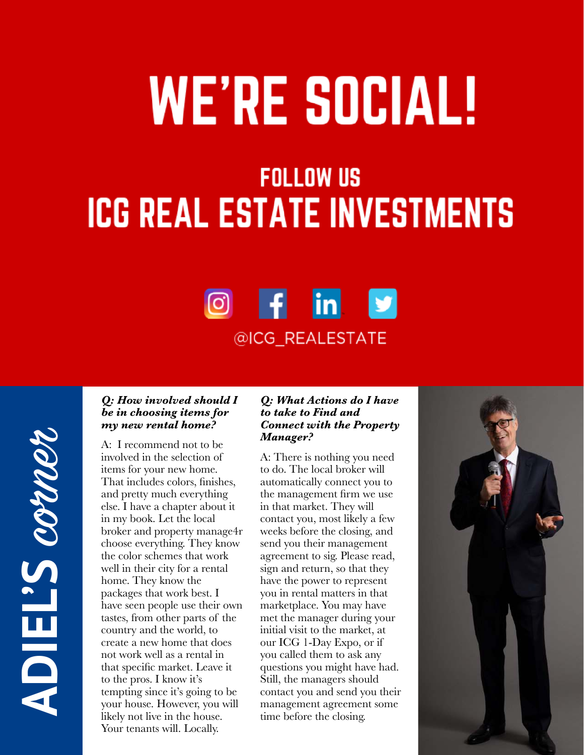# WE'RE SOCIAL!

## FOLLOW US
## ICG REAL ESTATE INVESTMENTS

@ICG_REALESTATE

## ADIEL'S corner

***Q: How involved should I be in choosing items for my new rental home?***

A: I recommend not to be involved in the selection of items for your new home. That includes colors, finishes, and pretty much everything else. I have a chapter about it in my book. Let the local broker and property manage4r choose everything. They know the color schemes that work well in their city for a rental home. They know the packages that work best. I have seen people use their own tastes, from other parts of the country and the world, to create a new home that does not work well as a rental in that specific market. Leave it to the pros. I know it's tempting since it's going to be your house. However, you will likely not live in the house. Your tenants will. Locally.

***Q: What Actions do I have to take to Find and Connect with the Property Manager?***

A: There is nothing you need to do. The local broker will automatically connect you to the management firm we use in that market. They will contact you, most likely a few weeks before the closing, and send you their management agreement to sig. Please read, sign and return, so that they have the power to represent you in rental matters in that marketplace. You may have met the manager during your initial visit to the market, at our ICG 1-Day Expo, or if you called them to ask any questions you might have had. Still, the managers should contact you and send you their management agreement some time before the closing.